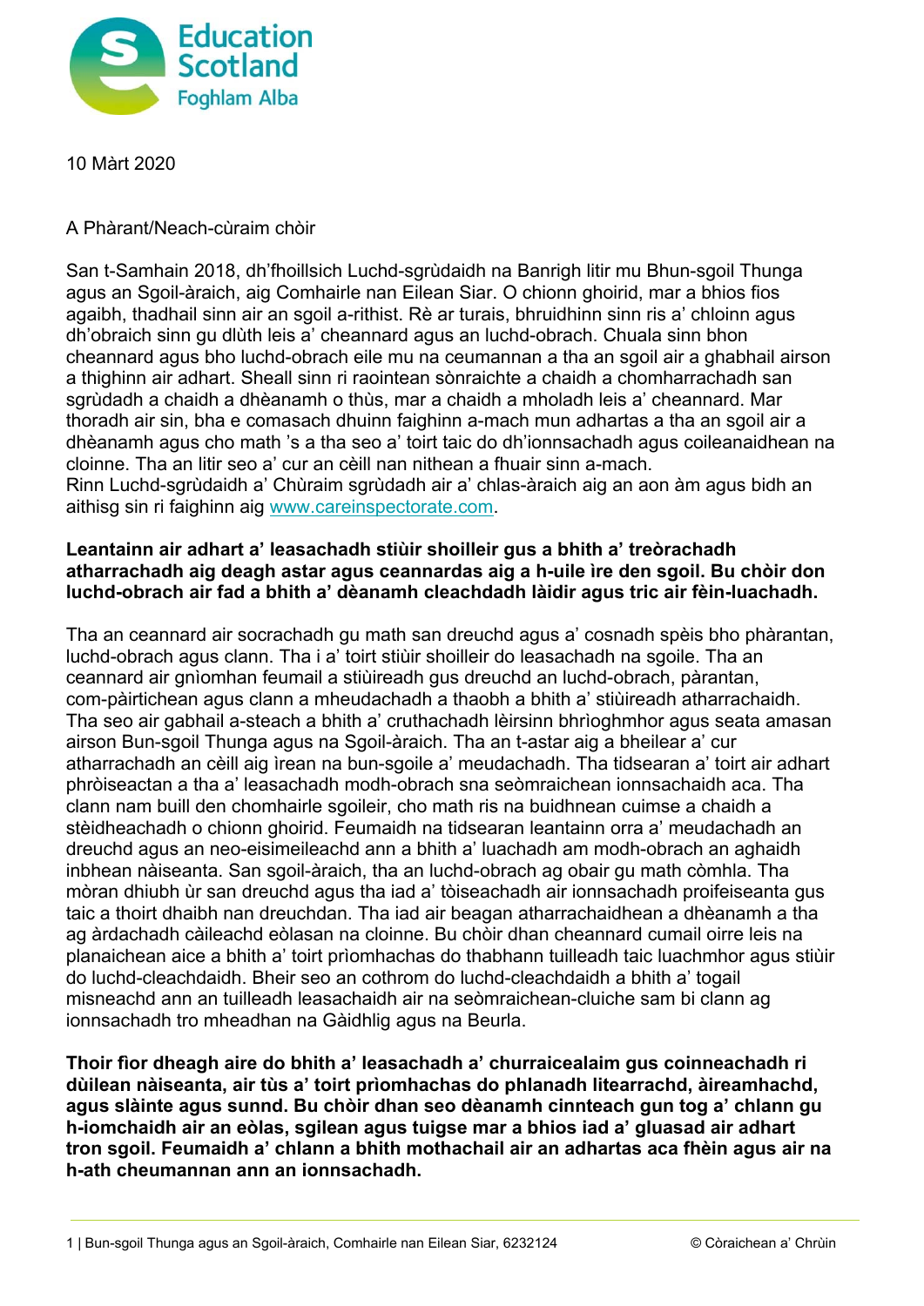10 Màrt 2020

A Phàrant/Neach-cùraim chòir

San t-Samhain 2018, dh'fhoillsich Luchd-sgrùdaidh na Banrigh litir mu Bhun-sgoil Thunga agus an Sgoil-àraich, aig Comhairle nan Eilean Siar. O chionn ghoirid, mar a bhios fios agaibh, thadhail sinn air an sgoil a-rithist. Rè ar turais, bhruidhinn sinn ris a' chloinn agus dh'obraich sinn gu dlùth leis a' cheannard agus an luchd-obrach. Chuala sinn bhon cheannard agus bho luchd-obrach eile mu na ceumannan a tha an sgoil air a ghabhail airson a thighinn air adhart. Sheall sinn ri raointean sònraichte a chaidh a chomharrachadh san sgrùdadh a chaidh a dhèanamh o thùs, mar a chaidh a mholadh leis a' cheannard. Mar thoradh air sin, bha e comasach dhuinn faighinn a-mach mun adhartas a tha an sgoil air a dhèanamh agus cho math 's a tha seo a' toirt taic do dh'ionnsachadh agus coileanaidhean na cloinne. Tha an litir seo a' cur an cèill nan nithean a fhuair sinn a-mach.
Rinn Luchd-sgrùdaidh a' Chùraim sgrùdadh air a' chlas-àraich aig an aon àm agus bidh an aithisg sin ri faighinn aig www.careinspectorate.com.

**Leantainn air adhart a' leasachadh stiùir shoilleir gus a bhith a' treòrachadh atharrachadh aig deagh astar agus ceannardas aig a h-uile ìre den sgoil. Bu chòir don luchd-obrach air fad a bhith a' dèanamh cleachdadh làidir agus tric air fèin-luachadh.**

Tha an ceannard air socrachadh gu math san dreuchd agus a' cosnadh spèis bho phàrantan, luchd-obrach agus clann. Tha i a' toirt stiùir shoilleir do leasachadh na sgoile. Tha an ceannard air gnìomhan feumail a stiùireadh gus dreuchd an luchd-obrach, pàrantan, com-pàirtichean agus clann a mheudachadh a thaobh a bhith a' stiùireadh atharrachaidh. Tha seo air gabhail a-steach a bhith a' cruthachadh lèirsinn bhrìoghmhor agus seata amasan airson Bun-sgoil Thunga agus na Sgoil-àraich. Tha an t-astar aig a bheilear a' cur atharrachadh an cèill aig ìrean na bun-sgoile a' meudachadh. Tha tidsearan a' toirt air adhart phròiseactan a tha a' leasachadh modh-obrach sna seòmraichean ionnsachaidh aca. Tha clann nam buill den chomhairle sgoileir, cho math ris na buidhnean cuimse a chaidh a stèidheachadh o chionn ghoirid. Feumaidh na tidsearan leantainn orra a' meudachadh an dreuchd agus an neo-eisimeileachd ann a bhith a' luachadh am modh-obrach an aghaidh inbhean nàiseanta. San sgoil-àraich, tha an luchd-obrach ag obair gu math còmhla. Tha mòran dhiubh ùr san dreuchd agus tha iad a' tòiseachadh air ionnsachadh proifeiseanta gus taic a thoirt dhaibh nan dreuchdan. Tha iad air beagan atharrachaidhean a dhèanamh a tha ag àrdachadh càileachd eòlasan na cloinne. Bu chòir dhan cheannard cumail oirre leis na planaichean aice a bhith a' toirt prìomhachas do thabhann tuilleadh taic luachmhor agus stiùir do luchd-cleachdaidh. Bheir seo an cothrom do luchd-cleachdaidh a bhith a' togail misneachd ann an tuilleadh leasachaidh air na seòmraichean-cluiche sam bi clann ag ionnsachadh tro mheadhan na Gàidhlig agus na Beurla.

**Thoir fìor dheagh aire do bhith a' leasachadh a' churraicealaim gus coinneachadh ri dùilean nàiseanta, air tùs a' toirt prìomhachas do phlanadh litearrachd, àireamhachd, agus slàinte agus sunnd. Bu chòir dhan seo dèanamh cinnteach gun tog a' chlann gu h-iomchaidh air an eòlas, sgilean agus tuigse mar a bhios iad a' gluasad air adhart tron sgoil. Feumaidh a' chlann a bhith mothachail air an adhartas aca fhèin agus air na h-ath cheumannan ann an ionnsachadh.**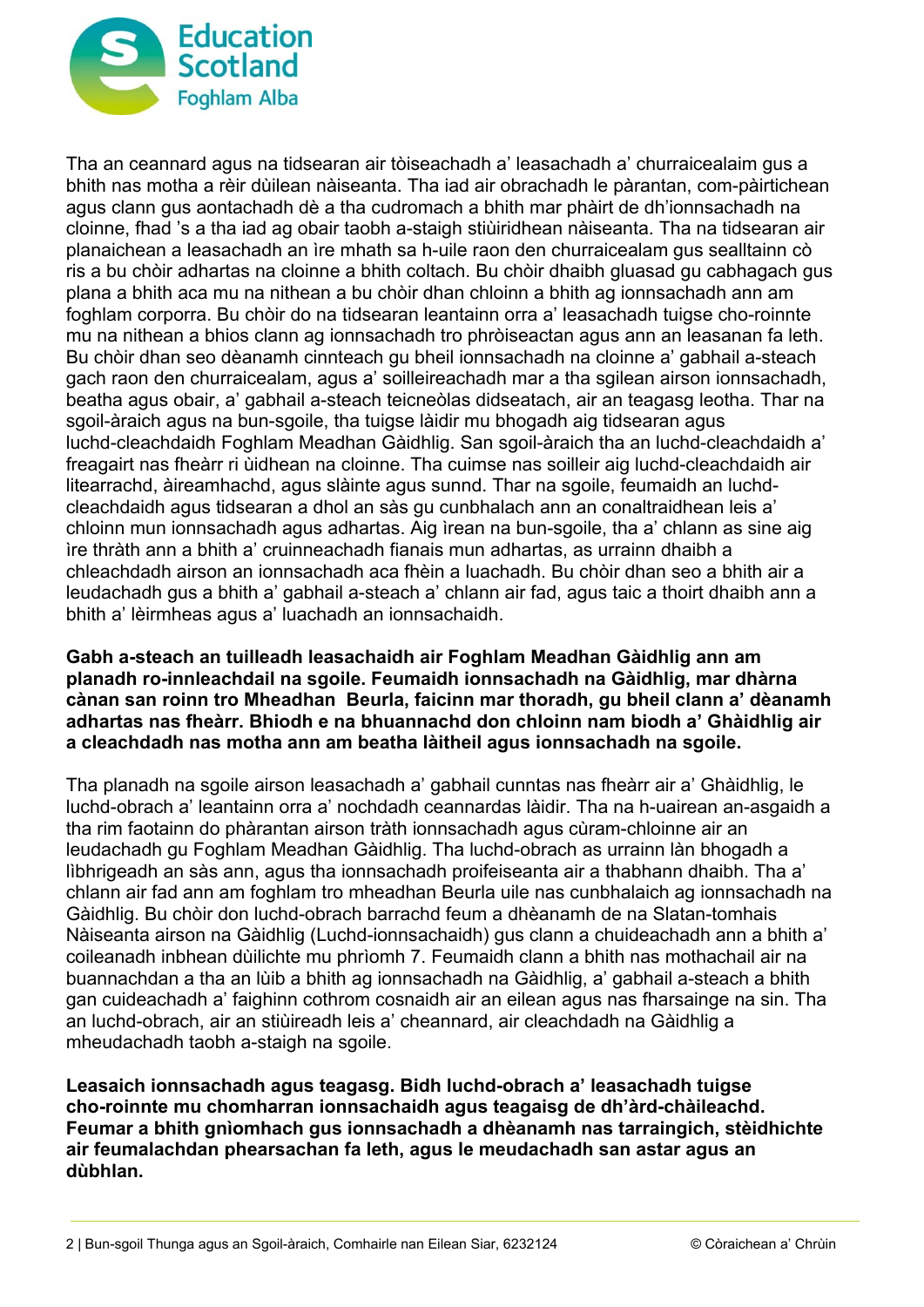Tha an ceannard agus na tidsearan air tòiseachadh a' leasachadh a' churraicealaim gus a bhith nas motha a rèir dùilean nàiseanta. Tha iad air obrachadh le pàrantan, com-pàirtichean agus clann gus aontachadh dè a tha cudromach a bhith mar phàirt de dh'ionnsachadh na cloinne, fhad 's a tha iad ag obair taobh a-staigh stiùiridhean nàiseanta. Tha na tidsearan air planaichean a leasachadh an ìre mhath sa h-uile raon den churraicealam gus sealltainn cò ris a bu chòir adhartas na cloinne a bhith coltach. Bu chòir dhaibh gluasad gu cabhagach gus plana a bhith aca mu na nithean a bu chòir dhan chloinn a bhith ag ionnsachadh ann am foghlam corporra. Bu chòir do na tidsearan leantainn orra a' leasachadh tuigse cho-roinnte mu na nithean a bhios clann ag ionnsachadh tro phròiseactan agus ann an leasanan fa leth. Bu chòir dhan seo dèanamh cinnteach gu bheil ionnsachadh na cloinne a' gabhail a-steach gach raon den churraicealam, agus a' soilleireachadh mar a tha sgilean airson ionnsachadh, beatha agus obair, a' gabhail a-steach teicneòlas didseatach, air an teagasg leotha. Thar na sgoil-àraich agus na bun-sgoile, tha tuigse làidir mu bhogadh aig tidsearan agus luchd-cleachdaidh Foghlam Meadhan Gàidhlig. San sgoil-àraich tha an luchd-cleachdaidh a' freagairt nas fheàrr ri ùidhean na cloinne. Tha cuimse nas soilleir aig luchd-cleachdaidh air litearrachd, àireamhachd, agus slàinte agus sunnd. Thar na sgoile, feumaidh an luchd-cleachdaidh agus tidsearan a dhol an sàs gu cunbhalach ann an conaltraidhean leis a' chloinn mun ionnsachadh agus adhartas. Aig ìrean na bun-sgoile, tha a' chlann as sine aig ìre thràth ann a bhith a' cruinneachadh fianais mun adhartas, as urrainn dhaibh a chleachdadh airson an ionnsachadh aca fhèin a luachadh. Bu chòir dhan seo a bhith air a leudachadh gus a bhith a' gabhail a-steach a' chlann air fad, agus taic a thoirt dhaibh ann a bhith a' lèirmheas agus a' luachadh an ionnsachaidh.

**Gabh a-steach an tuilleadh leasachaidh air Foghlam Meadhan Gàidhlig ann am planadh ro-innleachdail na sgoile. Feumaidh ionnsachadh na Gàidhlig, mar dhàrna cànan san roinn tro Mheadhan Beurla, faicinn mar thoradh, gu bheil clann a' dèanamh adhartas nas fheàrr. Bhiodh e na bhuannachd don chloinn nam biodh a' Ghàidhlig air a cleachdadh nas motha ann am beatha làitheil agus ionnsachadh na sgoile.**

Tha planadh na sgoile airson leasachadh a' gabhail cunntas nas fheàrr air a' Ghàidhlig, le luchd-obrach a' leantainn orra a' nochdadh ceannardas làidir. Tha na h-uairean an-asgaidh a tha rim faotainn do phàrantan airson tràth ionnsachadh agus cùram-chloinne air an leudachadh gu Foghlam Meadhan Gàidhlig. Tha luchd-obrach as urrainn làn bhogadh a lìbhrigeadh an sàs ann, agus tha ionnsachadh proifeiseanta air a thabhann dhaibh. Tha a' chlann air fad ann am foghlam tro mheadhan Beurla uile nas cunbhalaich ag ionnsachadh na Gàidhlig. Bu chòir don luchd-obrach barrachd feum a dhèanamh de na Slatan-tomhais Nàiseanta airson na Gàidhlig (Luchd-ionnsachaidh) gus clann a chuideachadh ann a bhith a' coileanadh inbhean dùilichte mu phrìomh 7. Feumaidh clann a bhith nas mothachail air na buannachdan a tha an lùib a bhith ag ionnsachadh na Gàidhlig, a' gabhail a-steach a bhith gan cuideachadh a' faighinn cothrom cosnaidh air an eilean agus nas fharsainge na sin. Tha an luchd-obrach, air an stiùireadh leis a' cheannard, air cleachdadh na Gàidhlig a mheudachadh taobh a-staigh na sgoile.

**Leasaich ionnsachadh agus teagasg. Bidh luchd-obrach a' leasachadh tuigse cho-roinnte mu chomharran ionnsachaidh agus teagaisg de dh'àrd-chàileachd. Feumar a bhith gnìomhach gus ionnsachadh a dhèanamh nas tarraingich, stèidhichte air feumalachdan phearsachan fa leth, agus le meudachadh san astar agus an dùbhlan.**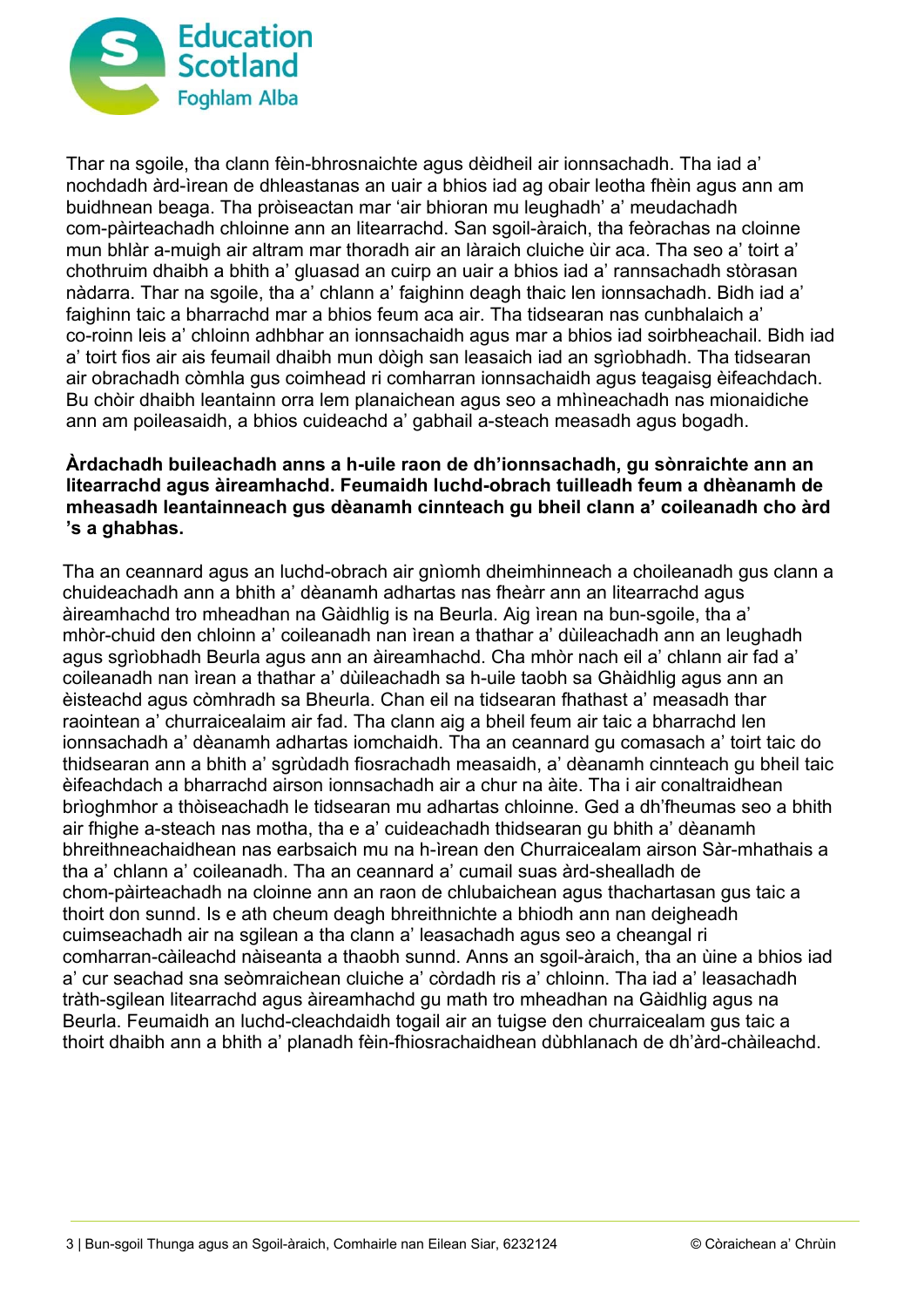Thar na sgoile, tha clann fèin-bhrosnaichte agus dèidheil air ionnsachadh. Tha iad a' nochdadh àrd-ìrean de dhleastanas an uair a bhios iad ag obair leotha fhèin agus ann am buidhnean beaga. Tha pròiseactan mar 'air bhioran mu leughadh' a' meudachadh com-pàirteachadh chloinne ann an litearrachd. San sgoil-àraich, tha feòrachas na cloinne mun bhlàr a-muigh air altram mar thoradh air an làraich cluiche ùir aca. Tha seo a' toirt a' chothruim dhaibh a bhith a' gluasad an cuirp an uair a bhios iad a' rannsachadh stòrasan nàdarra. Thar na sgoile, tha a' chlann a' faighinn deagh thaic len ionnsachadh. Bidh iad a' faighinn taic a bharrachd mar a bhios feum aca air. Tha tidsearan nas cunbhalaich a' co-roinn leis a' chloinn adhbhar an ionnsachaidh agus mar a bhios iad soirbheachail. Bidh iad a' toirt fios air ais feumail dhaibh mun dòigh san leasaich iad an sgrìobhadh. Tha tidsearan air obrachadh còmhla gus coimhead ri comharran ionnsachaidh agus teagaisg èifeachdach. Bu chòir dhaibh leantainn orra lem planaichean agus seo a mhìneachadh nas mionaidiche ann am poileasaidh, a bhios cuideachd a' gabhail a-steach measadh agus bogadh.

**Àrdachadh buileachadh anns a h-uile raon de dh'ionnsachadh, gu sònraichte ann an litearrachd agus àireamhachd. Feumaidh luchd-obrach tuilleadh feum a dhèanamh de mheasadh leantainneach gus dèanamh cinnteach gu bheil clann a' coileanadh cho àrd 's a ghabhas.**

Tha an ceannard agus an luchd-obrach air gnìomh dheimhinneach a choileanadh gus clann a chuideachadh ann a bhith a' dèanamh adhartas nas fheàrr ann an litearrachd agus àireamhachd tro mheadhan na Gàidhlig is na Beurla. Aig ìrean na bun-sgoile, tha a' mhòr-chuid den chloinn a' coileanadh nan ìrean a thathar a' dùileachadh ann an leughadh agus sgrìobhadh Beurla agus ann an àireamhachd. Cha mhòr nach eil a' chlann air fad a' coileanadh nan ìrean a thathar a' dùileachadh sa h-uile taobh sa Ghàidhlig agus ann an èisteachd agus còmhradh sa Bheurla. Chan eil na tidsearan fhathast a' measadh thar raointean a' churraicealaim air fad. Tha clann aig a bheil feum air taic a bharrachd len ionnsachadh a' dèanamh adhartas iomchaidh. Tha an ceannard gu comasach a' toirt taic do thidsearan ann a bhith a' sgrùdadh fiosrachadh measaidh, a' dèanamh cinnteach gu bheil taic èifeachdach a bharrachd airson ionnsachadh air a chur na àite. Tha i air conaltraidhean brìoghmhor a thòiseachadh le tidsearan mu adhartas chloinne. Ged a dh'fheumas seo a bhith air fhighe a-steach nas motha, tha e a' cuideachadh thidsearan gu bhith a' dèanamh bhreithneachaidhean nas earbsaich mu na h-ìrean den Churraicealam airson Sàr-mhathais a tha a' chlann a' coileanadh. Tha an ceannard a' cumail suas àrd-shealladh de chom-pàirteachadh na cloinne ann an raon de chlubaichean agus thachartasan gus taic a thoirt don sunnd. Is e ath cheum deagh bhreithnichte a bhiodh ann nan deigheadh cuimseachadh air na sgilean a tha clann a' leasachadh agus seo a cheangal ri comharran-càileachd nàiseanta a thaobh sunnd. Anns an sgoil-àraich, tha an ùine a bhios iad a' cur seachad sna seòmraichean cluiche a' còrdadh ris a' chloinn. Tha iad a' leasachadh tràth-sgilean litearrachd agus àireamhachd gu math tro mheadhan na Gàidhlig agus na Beurla. Feumaidh an luchd-cleachdaidh togail air an tuigse den churraicealam gus taic a thoirt dhaibh ann a bhith a' planadh fèin-fhiosrachaidhean dùbhlanach de dh'àrd-chàileachd.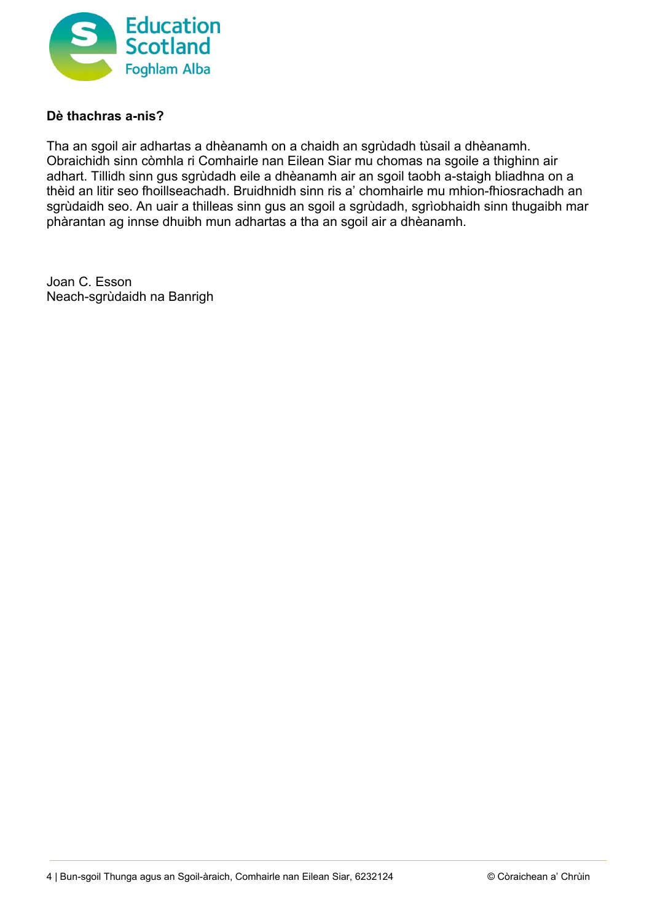**Dè thachras a-nis?**

Tha an sgoil air adhartas a dhèanamh on a chaidh an sgrùdadh tùsail a dhèanamh. Obraichidh sinn còmhla ri Comhairle nan Eilean Siar mu chomas na sgoile a thighinn air adhart. Tillidh sinn gus sgrùdadh eile a dhèanamh air an sgoil taobh a-staigh bliadhna on a thèid an litir seo fhoillseachadh. Bruidhnidh sinn ris a' chomhairle mu mhion-fhiosrachadh an sgrùdaidh seo. An uair a thilleas sinn gus an sgoil a sgrùdadh, sgrìobhaidh sinn thugaibh mar phàrantan ag innse dhuibh mun adhartas a tha an sgoil air a dhèanamh.

Joan C. Esson
Neach-sgrùdaidh na Banrigh